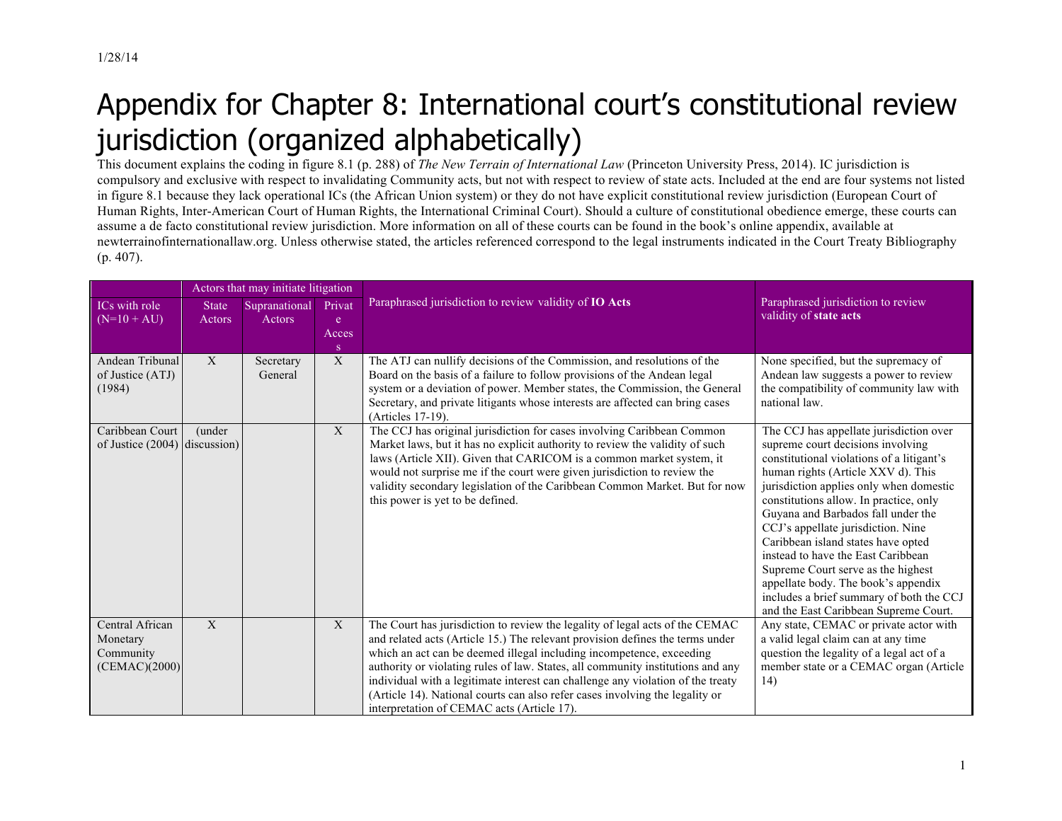1/28/14

# Appendix for Chapter 8: International court's constitutional review jurisdiction (organized alphabetically)

This document explains the coding in figure 8.1 (p. 288) of *The New Terrain of International Law* (Princeton University Press, 2014). IC jurisdiction is compulsory and exclusive with respect to invalidating Community acts, but not with respect to review of state acts. Included at the end are four systems not listed in figure 8.1 because they lack operational ICs (the African Union system) or they do not have explicit constitutional review jurisdiction (European Court of Human Rights, Inter-American Court of Human Rights, the International Criminal Court). Should a culture of constitutional obedience emerge, these courts can assume a de facto constitutional review jurisdiction. More information on all of these courts can be found in the book's online appendix, available at newterrainofinternationallaw.org. Unless otherwise stated, the articles referenced correspond to the legal instruments indicated in the Court Treaty Bibliography (p. 407).

| | Actors that may initiate litigation | | | Paraphrased jurisdiction to review validity of **IO Acts** | Paraphrased jurisdiction to review validity of **state acts** |
|---|---|---|---|---|---|
| ICs with role (N=10 + AU) | State Actors | Supranational Actors | Private Access | | |
| Andean Tribunal of Justice (ATJ) (1984) | X | Secretary General | X | The ATJ can nullify decisions of the Commission, and resolutions of the Board on the basis of a failure to follow provisions of the Andean legal system or a deviation of power. Member states, the Commission, the General Secretary, and private litigants whose interests are affected can bring cases (Articles 17-19). | None specified, but the supremacy of Andean law suggests a power to review the compatibility of community law with national law. |
| Caribbean Court of Justice (2004) | (under discussion) | | X | The CCJ has original jurisdiction for cases involving Caribbean Common Market laws, but it has no explicit authority to review the validity of such laws (Article XII). Given that CARICOM is a common market system, it would not surprise me if the court were given jurisdiction to review the validity secondary legislation of the Caribbean Common Market. But for now this power is yet to be defined. | The CCJ has appellate jurisdiction over supreme court decisions involving constitutional violations of a litigant's human rights (Article XXV d). This jurisdiction applies only when domestic constitutions allow. In practice, only Guyana and Barbados fall under the CCJ's appellate jurisdiction. Nine Caribbean island states have opted instead to have the East Caribbean Supreme Court serve as the highest appellate body. The book's appendix includes a brief summary of both the CCJ and the East Caribbean Supreme Court. |
| Central African Monetary Community (CEMAC)(2000) | X | | X | The Court has jurisdiction to review the legality of legal acts of the CEMAC and related acts (Article 15.) The relevant provision defines the terms under which an act can be deemed illegal including incompetence, exceeding authority or violating rules of law. States, all community institutions and any individual with a legitimate interest can challenge any violation of the treaty (Article 14). National courts can also refer cases involving the legality or interpretation of CEMAC acts (Article 17). | Any state, CEMAC or private actor with a valid legal claim can at any time question the legality of a legal act of a member state or a CEMAC organ (Article 14) |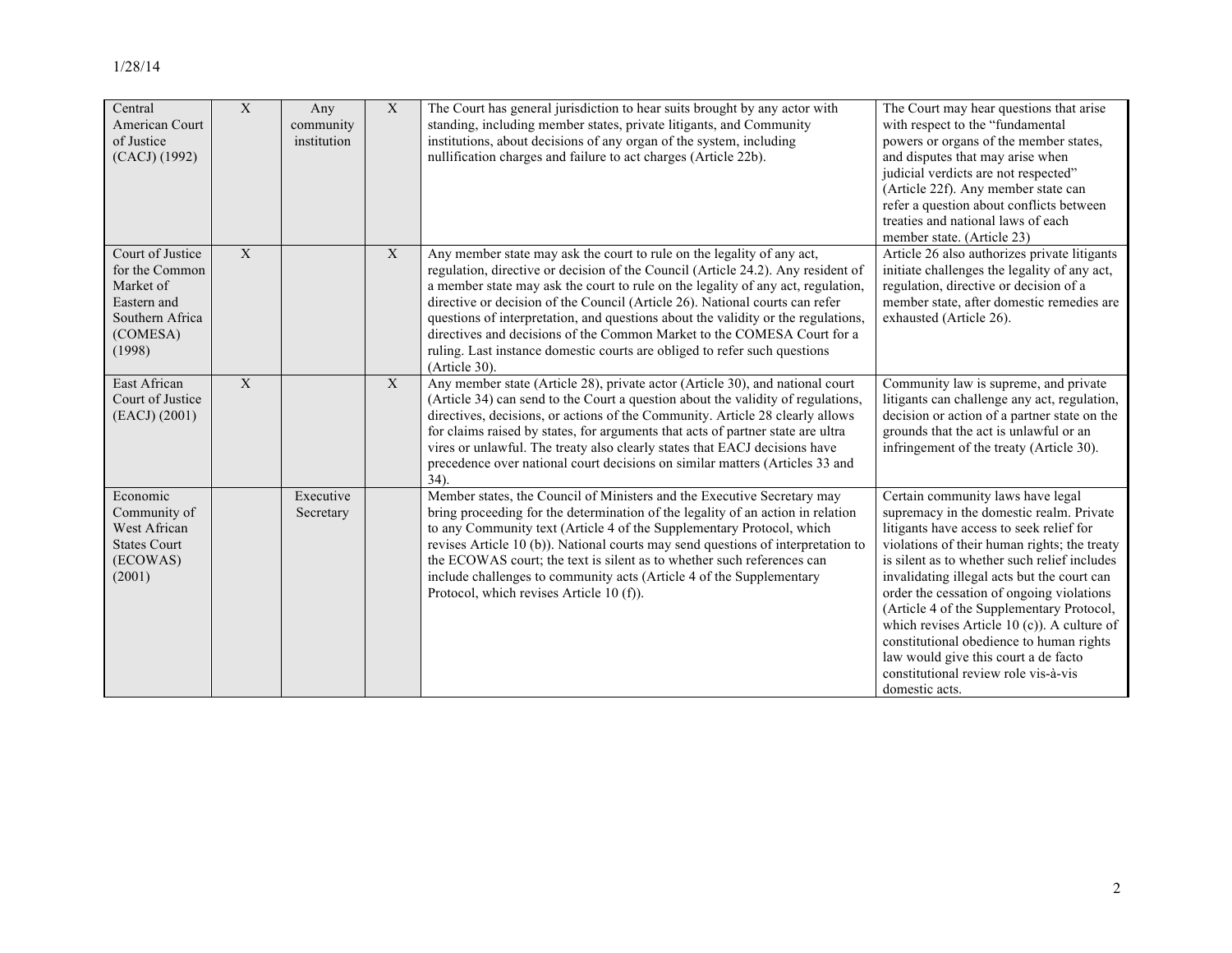| | | | | | |
|---|---|---|---|---|---|
| Central American Court of Justice (CACJ) (1992) | X | Any community institution | X | The Court has general jurisdiction to hear suits brought by any actor with standing, including member states, private litigants, and Community institutions, about decisions of any organ of the system, including nullification charges and failure to act charges (Article 22b). | The Court may hear questions that arise with respect to the "fundamental powers or organs of the member states, and disputes that may arise when judicial verdicts are not respected" (Article 22f). Any member state can refer a question about conflicts between treaties and national laws of each member state. (Article 23) |
| Court of Justice for the Common Market of Eastern and Southern Africa (COMESA) (1998) | X | | X | Any member state may ask the court to rule on the legality of any act, regulation, directive or decision of the Council (Article 24.2). Any resident of a member state may ask the court to rule on the legality of any act, regulation, directive or decision of the Council (Article 26). National courts can refer questions of interpretation, and questions about the validity or the regulations, directives and decisions of the Common Market to the COMESA Court for a ruling. Last instance domestic courts are obliged to refer such questions (Article 30). | Article 26 also authorizes private litigants initiate challenges the legality of any act, regulation, directive or decision of a member state, after domestic remedies are exhausted (Article 26). |
| East African Court of Justice (EACJ) (2001) | X | | X | Any member state (Article 28), private actor (Article 30), and national court (Article 34) can send to the Court a question about the validity of regulations, directives, decisions, or actions of the Community. Article 28 clearly allows for claims raised by states, for arguments that acts of partner state are ultra vires or unlawful. The treaty also clearly states that EACJ decisions have precedence over national court decisions on similar matters (Articles 33 and 34). | Community law is supreme, and private litigants can challenge any act, regulation, decision or action of a partner state on the grounds that the act is unlawful or an infringement of the treaty (Article 30). |
| Economic Community of West African States Court (ECOWAS) (2001) | | Executive Secretary | | Member states, the Council of Ministers and the Executive Secretary may bring proceeding for the determination of the legality of an action in relation to any Community text (Article 4 of the Supplementary Protocol, which revises Article 10 (b)). National courts may send questions of interpretation to the ECOWAS court; the text is silent as to whether such references can include challenges to community acts (Article 4 of the Supplementary Protocol, which revises Article 10 (f)). | Certain community laws have legal supremacy in the domestic realm. Private litigants have access to seek relief for violations of their human rights; the treaty is silent as to whether such relief includes invalidating illegal acts but the court can order the cessation of ongoing violations (Article 4 of the Supplementary Protocol, which revises Article 10 (c)). A culture of constitutional obedience to human rights law would give this court a de facto constitutional review role vis-à-vis domestic acts. |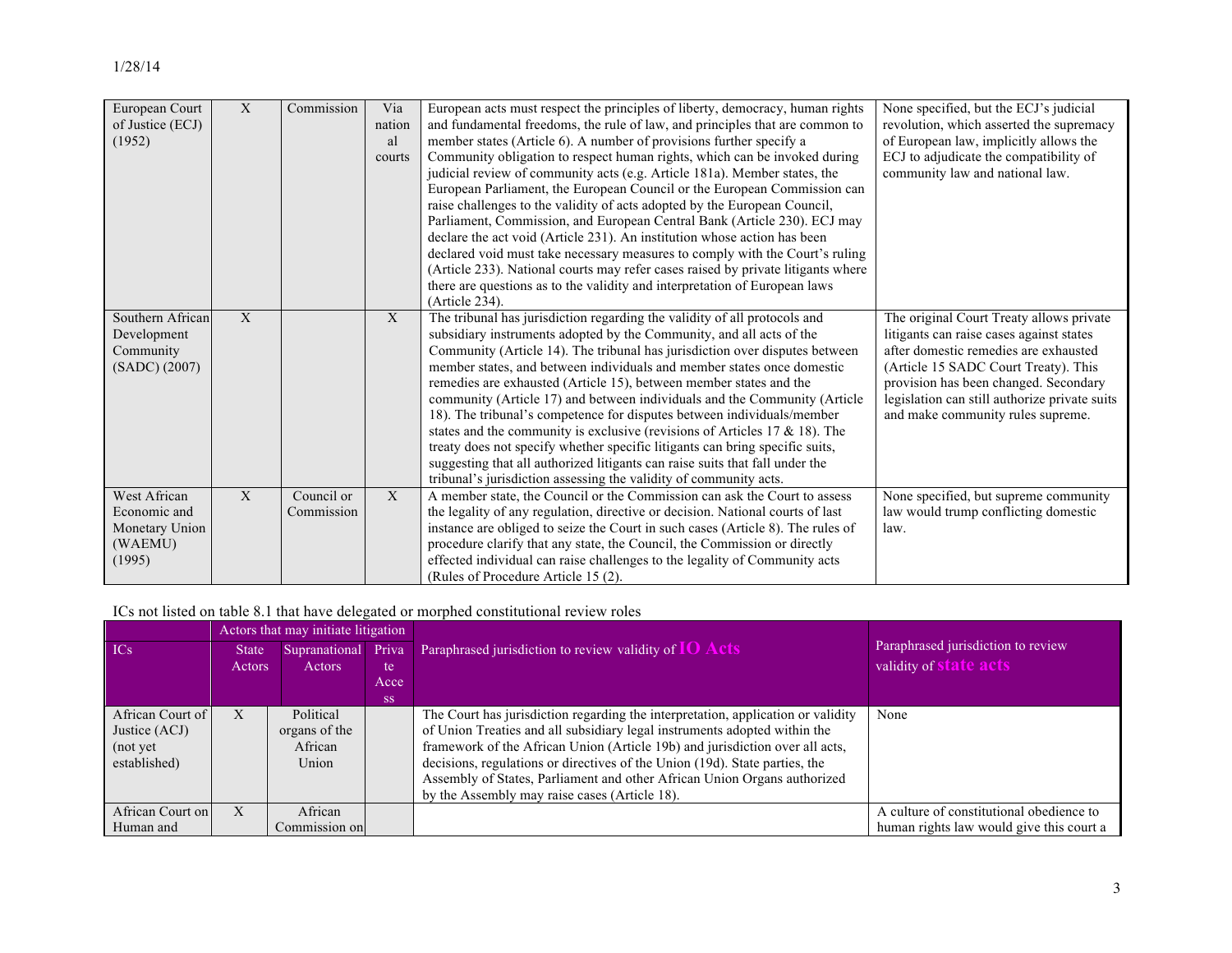| | | | | | |
|---|---|---|---|---|---|
| European Court of Justice (ECJ) (1952) | X | Commission | Via national courts | European acts must respect the principles of liberty, democracy, human rights and fundamental freedoms, the rule of law, and principles that are common to member states (Article 6). A number of provisions further specify a Community obligation to respect human rights, which can be invoked during judicial review of community acts (e.g. Article 181a). Member states, the European Parliament, the European Council or the European Commission can raise challenges to the validity of acts adopted by the European Council, Parliament, Commission, and European Central Bank (Article 230). ECJ may declare the act void (Article 231). An institution whose action has been declared void must take necessary measures to comply with the Court's ruling (Article 233). National courts may refer cases raised by private litigants where there are questions as to the validity and interpretation of European laws (Article 234). | None specified, but the ECJ's judicial revolution, which asserted the supremacy of European law, implicitly allows the ECJ to adjudicate the compatibility of community law and national law. |
| Southern African Development Community (SADC) (2007) | X | | X | The tribunal has jurisdiction regarding the validity of all protocols and subsidiary instruments adopted by the Community, and all acts of the Community (Article 14). The tribunal has jurisdiction over disputes between member states, and between individuals and member states once domestic remedies are exhausted (Article 15), between member states and the community (Article 17) and between individuals and the Community (Article 18). The tribunal's competence for disputes between individuals/member states and the community is exclusive (revisions of Articles 17 & 18). The treaty does not specify whether specific litigants can bring specific suits, suggesting that all authorized litigants can raise suits that fall under the tribunal's jurisdiction assessing the validity of community acts. | The original Court Treaty allows private litigants can raise cases against states after domestic remedies are exhausted (Article 15 SADC Court Treaty). This provision has been changed. Secondary legislation can still authorize private suits and make community rules supreme. |
| West African Economic and Monetary Union (WAEMU) (1995) | X | Council or Commission | X | A member state, the Council or the Commission can ask the Court to assess the legality of any regulation, directive or decision. National courts of last instance are obliged to seize the Court in such cases (Article 8). The rules of procedure clarify that any state, the Council, the Commission or directly effected individual can raise challenges to the legality of Community acts (Rules of Procedure Article 15 (2). | None specified, but supreme community law would trump conflicting domestic law. |

ICs not listed on table 8.1 that have delegated or morphed constitutional review roles

| | Actors that may initiate litigation | | | | |
|---|---|---|---|---|---|
| ICs | State Actors | Supranational Actors | Private Access | Paraphrased jurisdiction to review validity of **IO Acts** | Paraphrased jurisdiction to review validity of **state acts** |
| African Court of Justice (ACJ) (not yet established) | X | Political organs of the African Union | | The Court has jurisdiction regarding the interpretation, application or validity of Union Treaties and all subsidiary legal instruments adopted within the framework of the African Union (Article 19b) and jurisdiction over all acts, decisions, regulations or directives of the Union (19d). State parties, the Assembly of States, Parliament and other African Union Organs authorized by the Assembly may raise cases (Article 18). | None |
| African Court on Human and | X | African Commission on | | | A culture of constitutional obedience to human rights law would give this court a |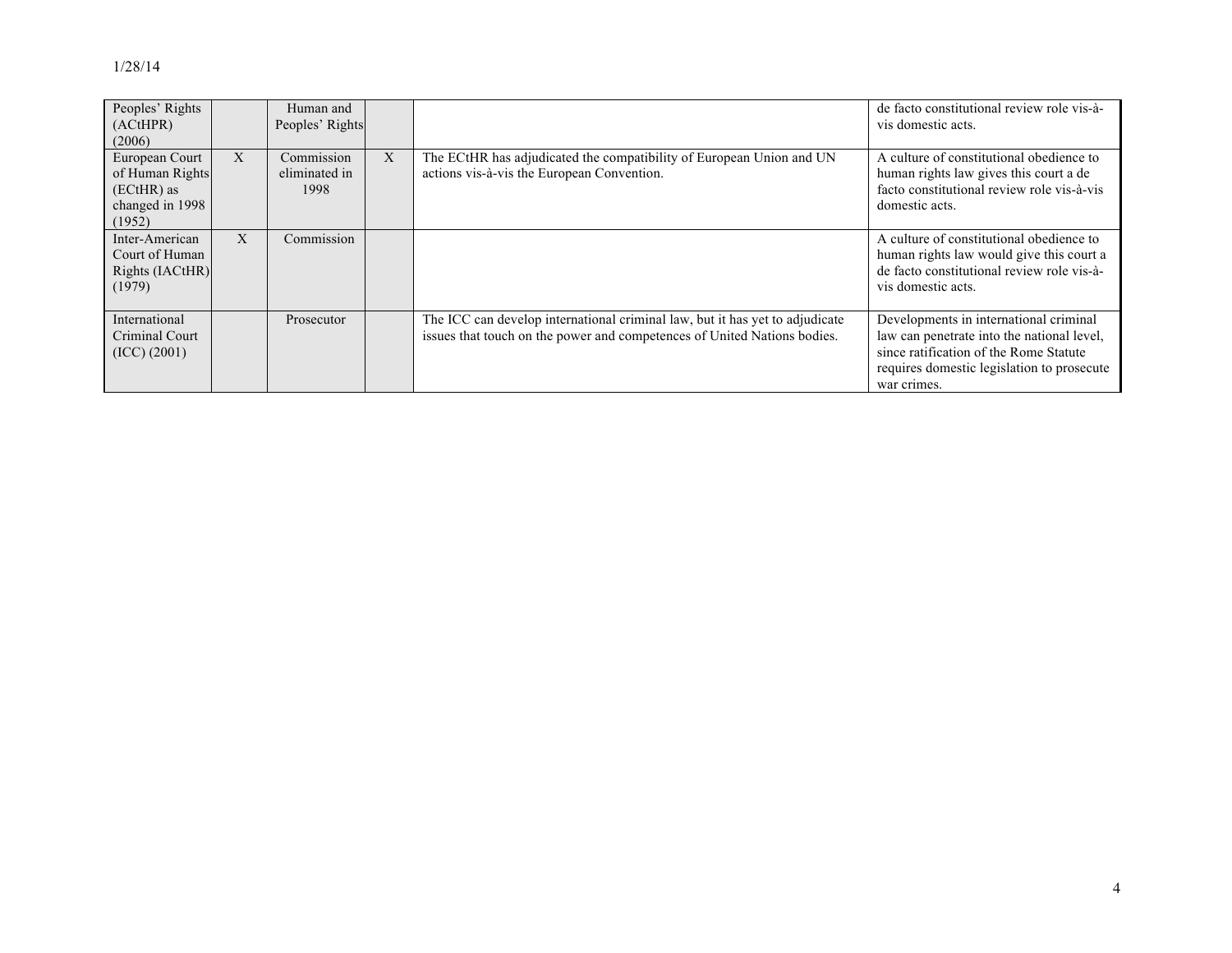| | | | | | |
|---|---|---|---|---|---|
| Peoples' Rights (ACtHPR) (2006) | | Human and Peoples' Rights | | | de facto constitutional review role vis-à-vis domestic acts. |
| European Court of Human Rights (ECtHR) as changed in 1998 (1952) | X | Commission eliminated in 1998 | X | The ECtHR has adjudicated the compatibility of European Union and UN actions vis-à-vis the European Convention. | A culture of constitutional obedience to human rights law gives this court a de facto constitutional review role vis-à-vis domestic acts. |
| Inter-American Court of Human Rights (IACtHR) (1979) | X | Commission | | | A culture of constitutional obedience to human rights law would give this court a de facto constitutional review role vis-à-vis domestic acts. |
| International Criminal Court (ICC) (2001) | | Prosecutor | | The ICC can develop international criminal law, but it has yet to adjudicate issues that touch on the power and competences of United Nations bodies. | Developments in international criminal law can penetrate into the national level, since ratification of the Rome Statute requires domestic legislation to prosecute war crimes. |